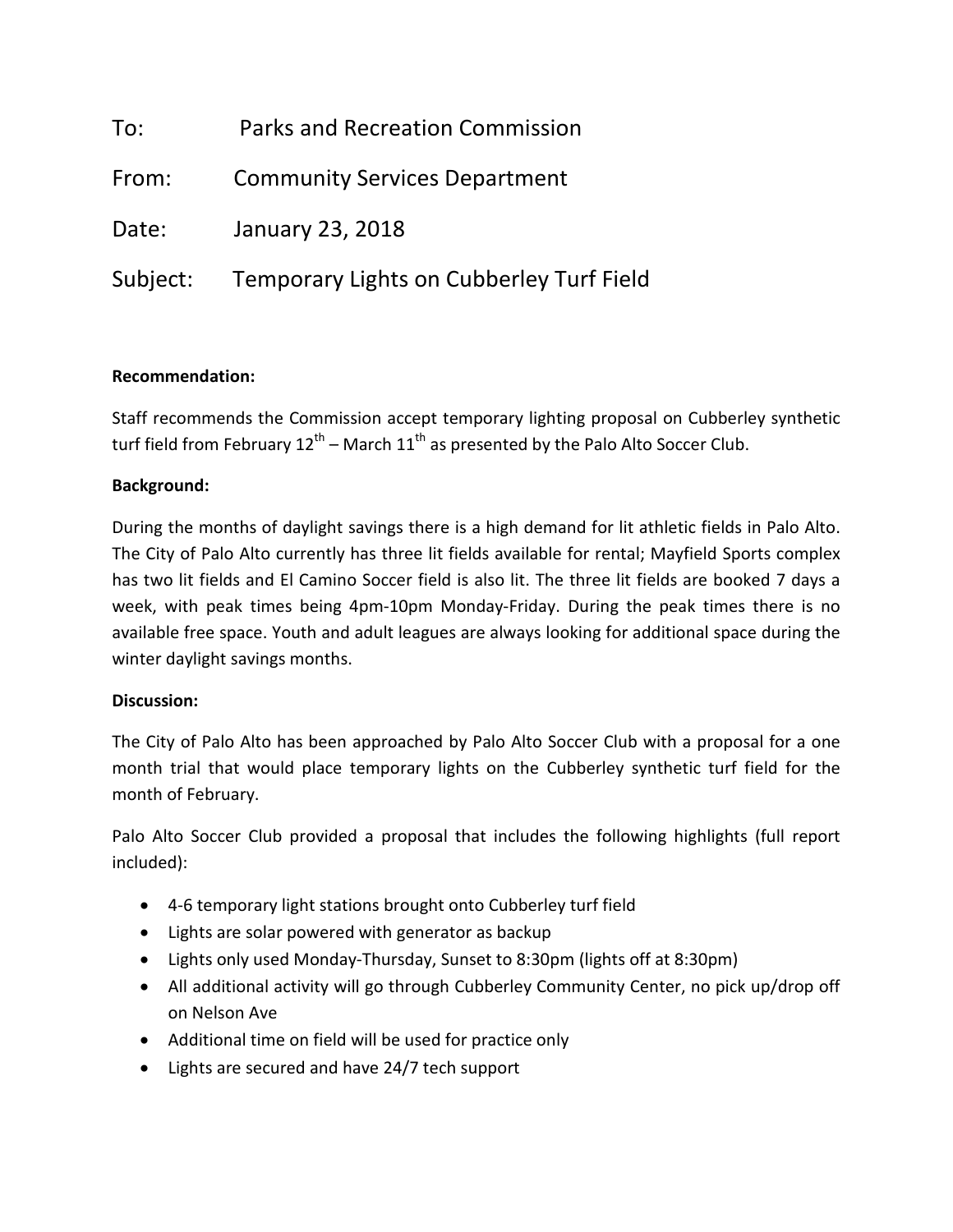To: Parks and Recreation Commission

From: Community Services Department

Date: January 23, 2018

Subject: Temporary Lights on Cubberley Turf Field

**Recommendation:**

Staff recommends the Commission accept temporary lighting proposal on Cubberley synthetic turf field from February 12th – March 11th as presented by the Palo Alto Soccer Club.

**Background:**

During the months of daylight savings there is a high demand for lit athletic fields in Palo Alto. The City of Palo Alto currently has three lit fields available for rental; Mayfield Sports complex has two lit fields and El Camino Soccer field is also lit. The three lit fields are booked 7 days a week, with peak times being 4pm-10pm Monday-Friday. During the peak times there is no available free space. Youth and adult leagues are always looking for additional space during the winter daylight savings months.

**Discussion:**

The City of Palo Alto has been approached by Palo Alto Soccer Club with a proposal for a one month trial that would place temporary lights on the Cubberley synthetic turf field for the month of February.

Palo Alto Soccer Club provided a proposal that includes the following highlights (full report included):

- 4-6 temporary light stations brought onto Cubberley turf field
- Lights are solar powered with generator as backup
- Lights only used Monday-Thursday, Sunset to 8:30pm (lights off at 8:30pm)
- All additional activity will go through Cubberley Community Center, no pick up/drop off on Nelson Ave
- Additional time on field will be used for practice only
- Lights are secured and have 24/7 tech support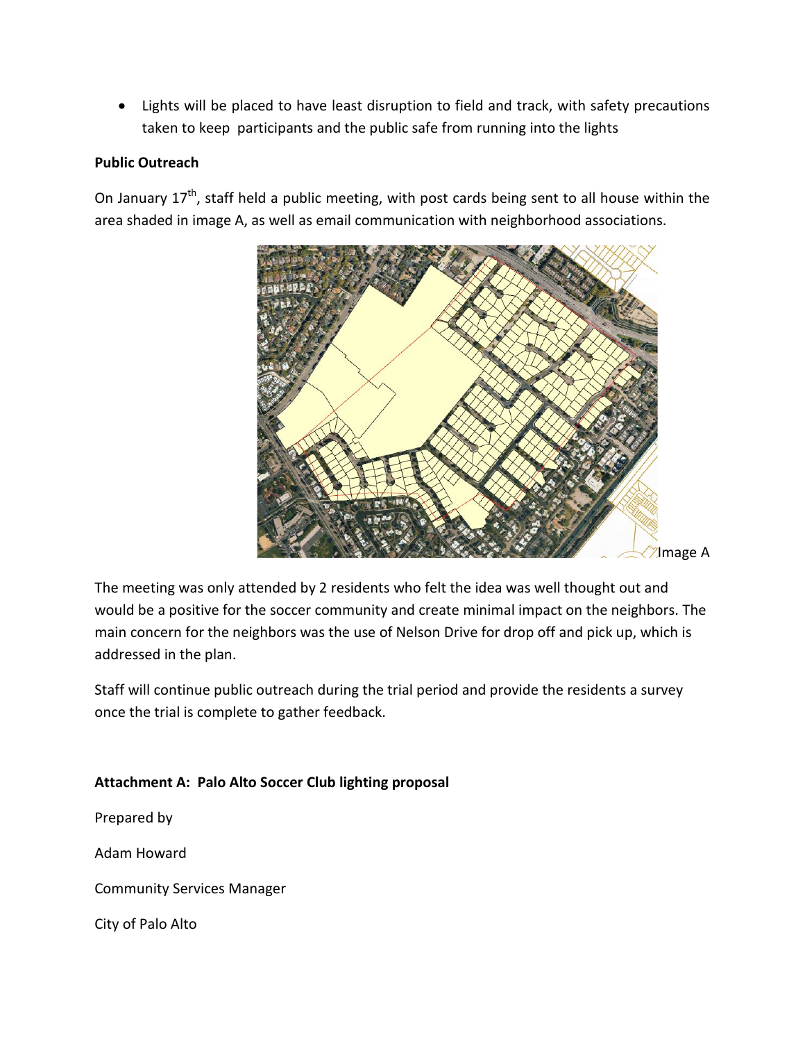- Lights will be placed to have least disruption to field and track, with safety precautions taken to keep participants and the public safe from running into the lights

**Public Outreach**

On January 17th, staff held a public meeting, with post cards being sent to all house within the area shaded in image A, as well as email communication with neighborhood associations.

Image A

The meeting was only attended by 2 residents who felt the idea was well thought out and would be a positive for the soccer community and create minimal impact on the neighbors. The main concern for the neighbors was the use of Nelson Drive for drop off and pick up, which is addressed in the plan.

Staff will continue public outreach during the trial period and provide the residents a survey once the trial is complete to gather feedback.

**Attachment A: Palo Alto Soccer Club lighting proposal**

Prepared by

Adam Howard

Community Services Manager

City of Palo Alto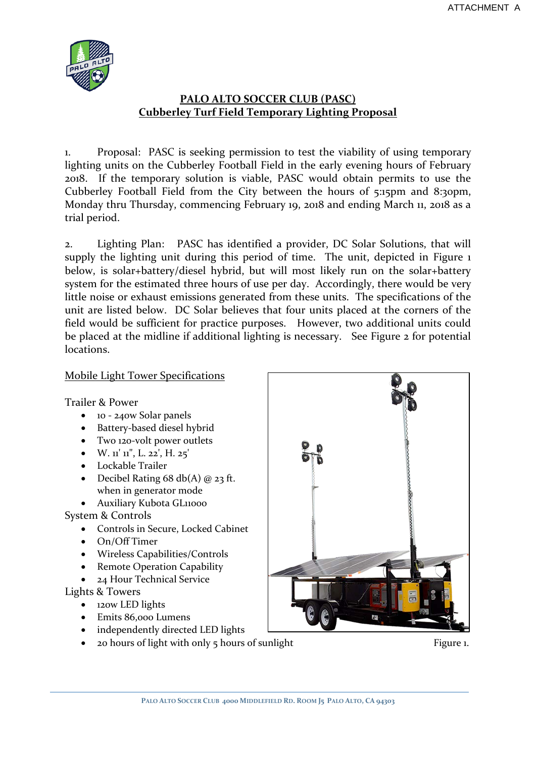ATTACHMENT A

# PALO ALTO SOCCER CLUB (PASC)
## Cubberley Turf Field Temporary Lighting Proposal

1. Proposal: PASC is seeking permission to test the viability of using temporary lighting units on the Cubberley Football Field in the early evening hours of February 2018. If the temporary solution is viable, PASC would obtain permits to use the Cubberley Football Field from the City between the hours of 5:15pm and 8:30pm, Monday thru Thursday, commencing February 19, 2018 and ending March 11, 2018 as a trial period.

2. Lighting Plan: PASC has identified a provider, DC Solar Solutions, that will supply the lighting unit during this period of time. The unit, depicted in Figure 1 below, is solar+battery/diesel hybrid, but will most likely run on the solar+battery system for the estimated three hours of use per day. Accordingly, there would be very little noise or exhaust emissions generated from these units. The specifications of the unit are listed below. DC Solar believes that four units placed at the corners of the field would be sufficient for practice purposes. However, two additional units could be placed at the midline if additional lighting is necessary. See Figure 2 for potential locations.

Mobile Light Tower Specifications

Trailer & Power

- 10 - 240w Solar panels
- Battery-based diesel hybrid
- Two 120-volt power outlets
- W. 11' 11", L. 22', H. 25'
- Lockable Trailer
- Decibel Rating 68 db(A) @ 23 ft. when in generator mode
- Auxiliary Kubota GL11000

System & Controls

- Controls in Secure, Locked Cabinet
- On/Off Timer
- Wireless Capabilities/Controls
- Remote Operation Capability
- 24 Hour Technical Service

Lights & Towers

- 120w LED lights
- Emits 86,000 Lumens
- independently directed LED lights
- 20 hours of light with only 5 hours of sunlight

Figure 1.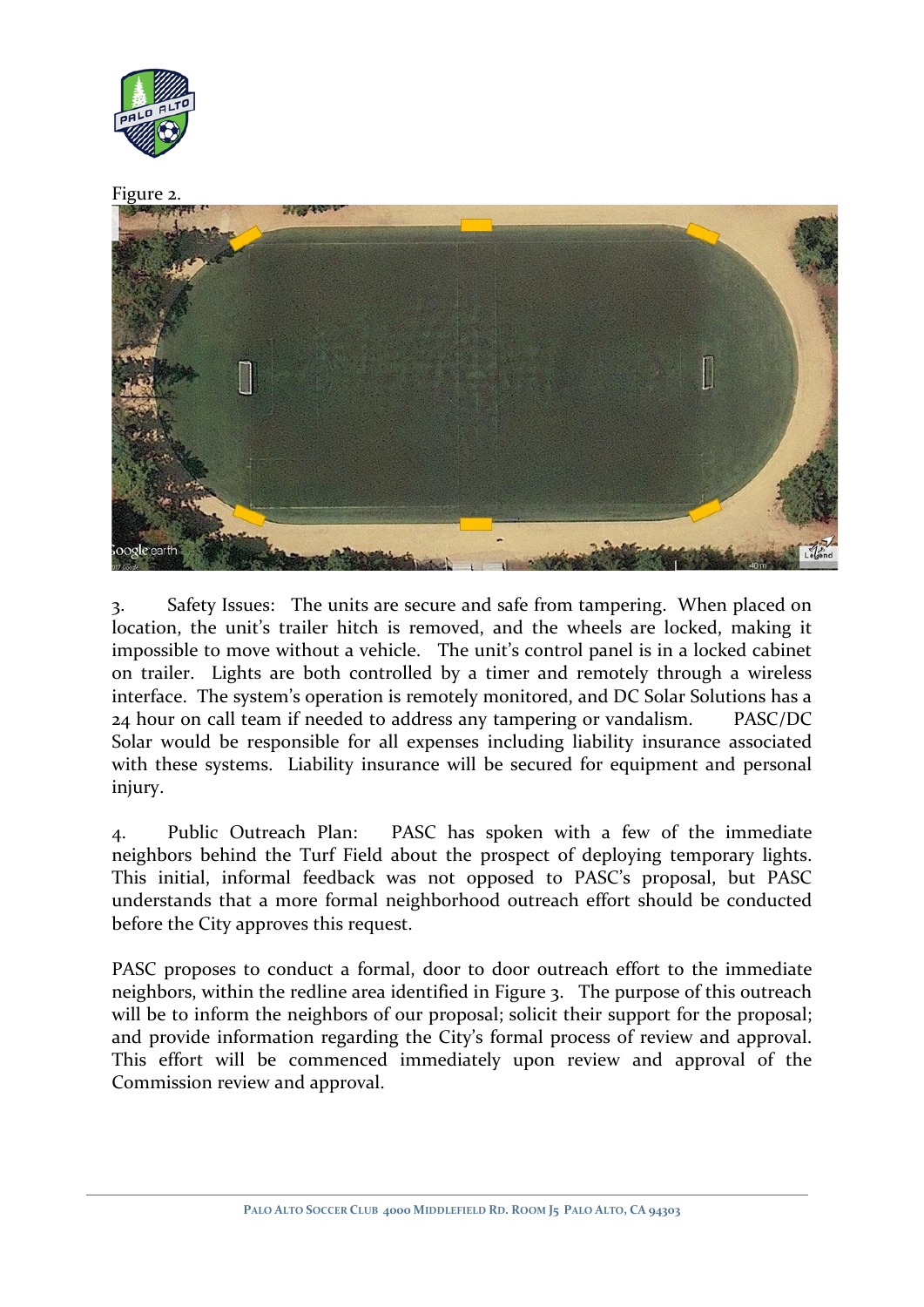Figure 2.

3. Safety Issues: The units are secure and safe from tampering. When placed on location, the unit's trailer hitch is removed, and the wheels are locked, making it impossible to move without a vehicle. The unit's control panel is in a locked cabinet on trailer. Lights are both controlled by a timer and remotely through a wireless interface. The system's operation is remotely monitored, and DC Solar Solutions has a 24 hour on call team if needed to address any tampering or vandalism. PASC/DC Solar would be responsible for all expenses including liability insurance associated with these systems. Liability insurance will be secured for equipment and personal injury.

4. Public Outreach Plan: PASC has spoken with a few of the immediate neighbors behind the Turf Field about the prospect of deploying temporary lights. This initial, informal feedback was not opposed to PASC's proposal, but PASC understands that a more formal neighborhood outreach effort should be conducted before the City approves this request.

PASC proposes to conduct a formal, door to door outreach effort to the immediate neighbors, within the redline area identified in Figure 3. The purpose of this outreach will be to inform the neighbors of our proposal; solicit their support for the proposal; and provide information regarding the City's formal process of review and approval. This effort will be commenced immediately upon review and approval of the Commission review and approval.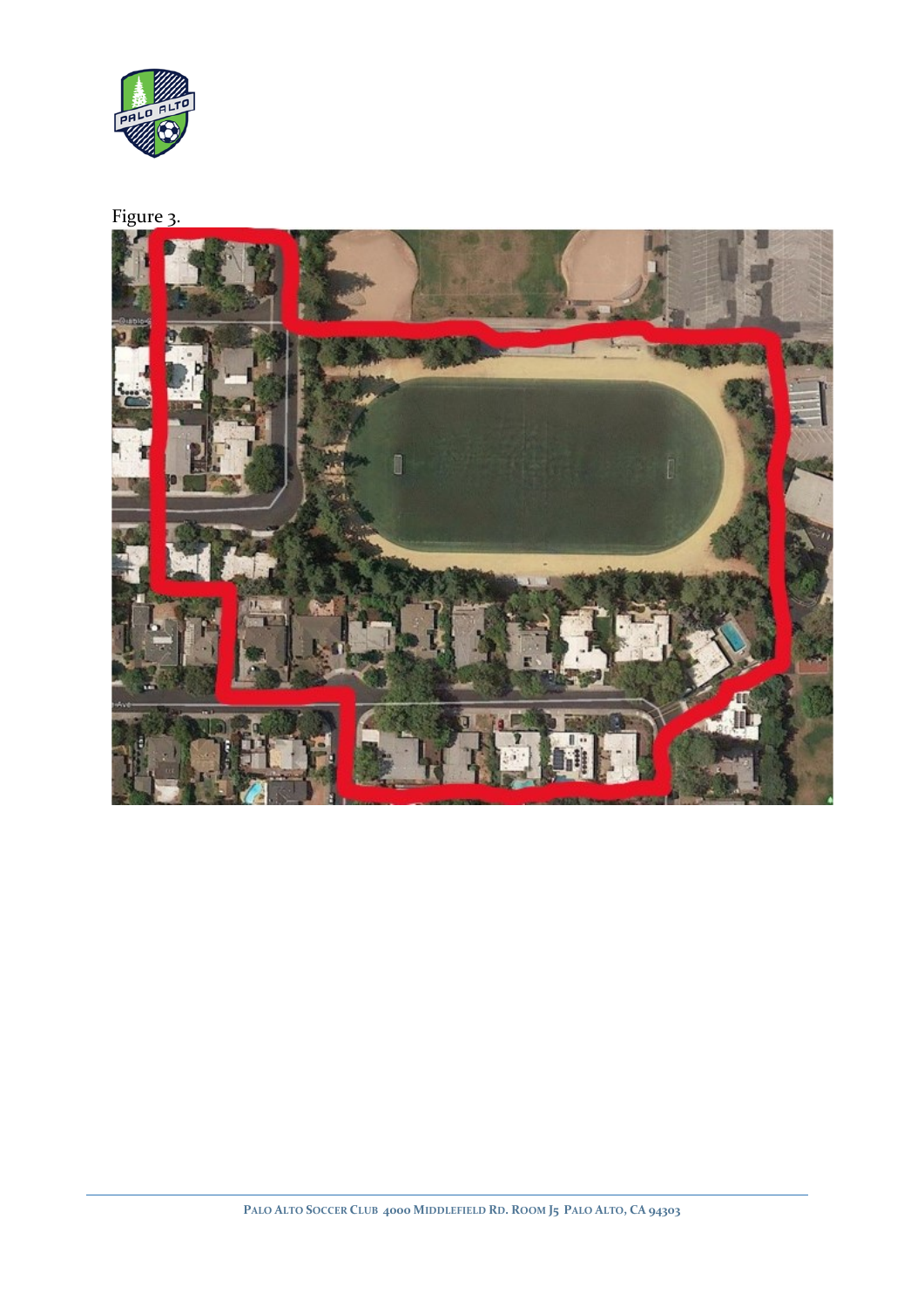Figure 3.

PALO ALTO SOCCER CLUB 4000 MIDDLEFIELD RD. ROOM J5 PALO ALTO, CA 94303